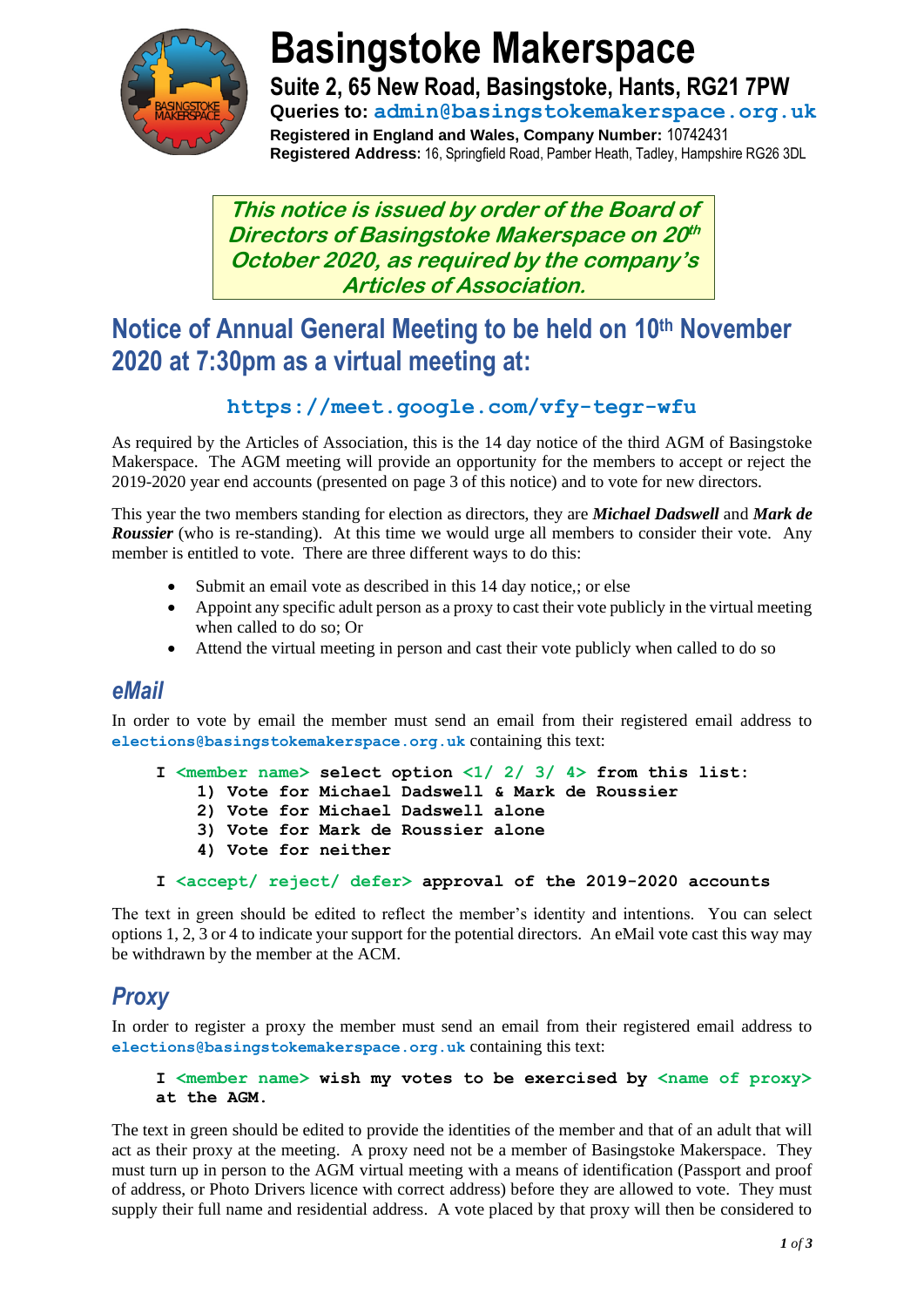# Basingstoke Makerspace

**Suite 2, 65 New Road, Basingstoke, Hants, RG21 7PW**

**Queries to: admin@basingstokemakerspace.org.uk**

**Registered in England and Wales, Company Number:** 10742431

**Registered Address:** 16, Springfield Road, Pamber Heath, Tadley, Hampshire RG26 3DL

***This notice is issued by order of the Board of Directors of Basingstoke Makerspace on 20th October 2020, as required by the company's Articles of Association.***

## Notice of Annual General Meeting to be held on 10th November 2020 at 7:30pm as a virtual meeting at:

**https://meet.google.com/vfy-tegr-wfu**

As required by the Articles of Association, this is the 14 day notice of the third AGM of Basingstoke Makerspace. The AGM meeting will provide an opportunity for the members to accept or reject the 2019-2020 year end accounts (presented on page 3 of this notice) and to vote for new directors.

This year the two members standing for election as directors, they are ***Michael Dadswell*** and ***Mark de Roussier*** (who is re-standing). At this time we would urge all members to consider their vote. Any member is entitled to vote. There are three different ways to do this:

- Submit an email vote as described in this 14 day notice,; or else
- Appoint any specific adult person as a proxy to cast their vote publicly in the virtual meeting when called to do so; Or
- Attend the virtual meeting in person and cast their vote publicly when called to do so

## *eMail*

In order to vote by email the member must send an email from their registered email address to **elections@basingstokemakerspace.org.uk** containing this text:

```
I <member name> select option <1/ 2/ 3/ 4> from this list:
    1) Vote for Michael Dadswell & Mark de Roussier
    2) Vote for Michael Dadswell alone
    3) Vote for Mark de Roussier alone
    4) Vote for neither

I <accept/ reject/ defer> approval of the 2019-2020 accounts
```

The text in green should be edited to reflect the member's identity and intentions. You can select options 1, 2, 3 or 4 to indicate your support for the potential directors. An eMail vote cast this way may be withdrawn by the member at the ACM.

## *Proxy*

In order to register a proxy the member must send an email from their registered email address to **elections@basingstokemakerspace.org.uk** containing this text:

```
I <member name> wish my votes to be exercised by <name of proxy>
at the AGM.
```

The text in green should be edited to provide the identities of the member and that of an adult that will act as their proxy at the meeting. A proxy need not be a member of Basingstoke Makerspace. They must turn up in person to the AGM virtual meeting with a means of identification (Passport and proof of address, or Photo Drivers licence with correct address) before they are allowed to vote. They must supply their full name and residential address. A vote placed by that proxy will then be considered to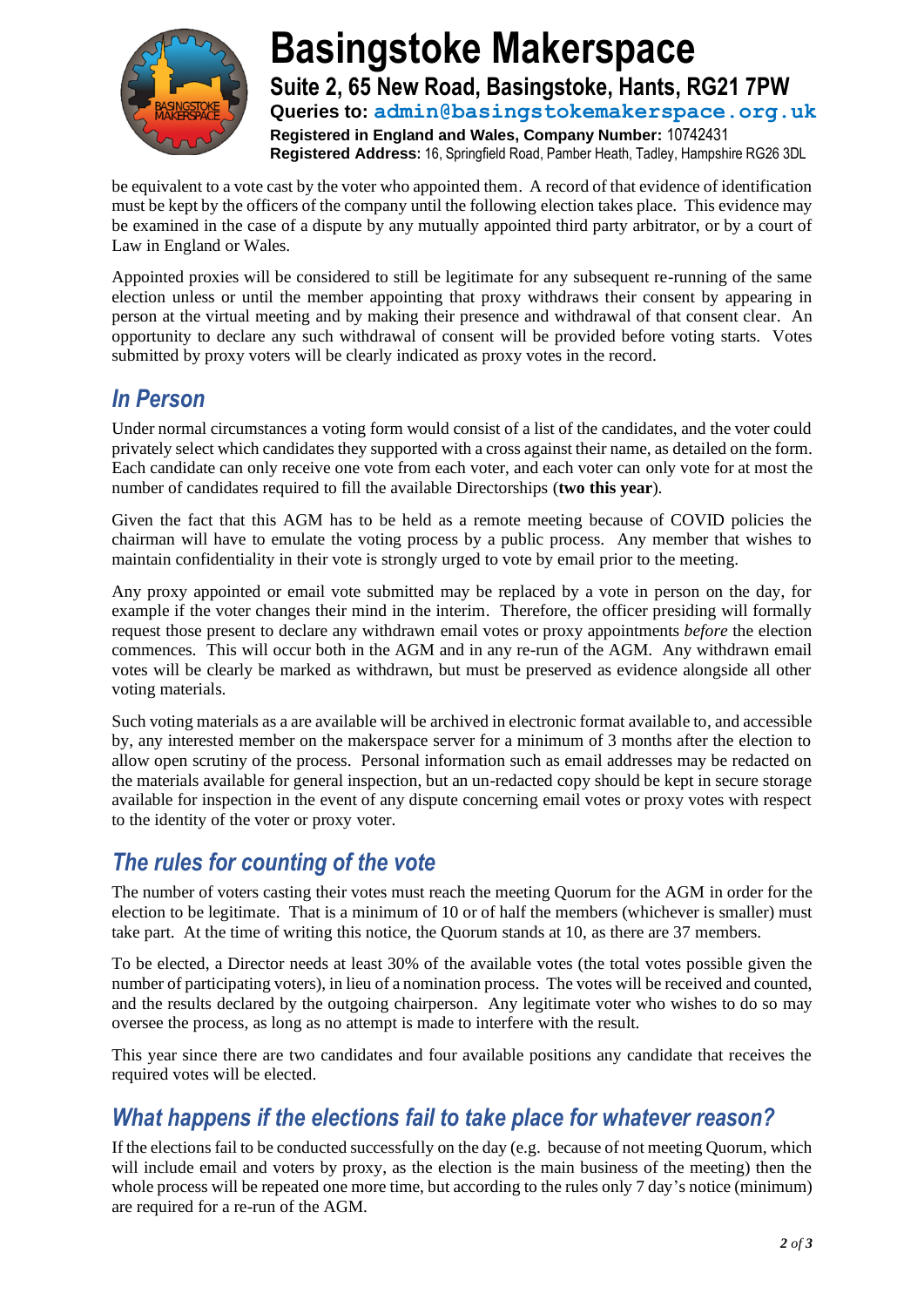be equivalent to a vote cast by the voter who appointed them. A record of that evidence of identification must be kept by the officers of the company until the following election takes place. This evidence may be examined in the case of a dispute by any mutually appointed third party arbitrator, or by a court of Law in England or Wales.

Appointed proxies will be considered to still be legitimate for any subsequent re-running of the same election unless or until the member appointing that proxy withdraws their consent by appearing in person at the virtual meeting and by making their presence and withdrawal of that consent clear. An opportunity to declare any such withdrawal of consent will be provided before voting starts. Votes submitted by proxy voters will be clearly indicated as proxy votes in the record.

## *In Person*

Under normal circumstances a voting form would consist of a list of the candidates, and the voter could privately select which candidates they supported with a cross against their name, as detailed on the form. Each candidate can only receive one vote from each voter, and each voter can only vote for at most the number of candidates required to fill the available Directorships (**two this year**).

Given the fact that this AGM has to be held as a remote meeting because of COVID policies the chairman will have to emulate the voting process by a public process. Any member that wishes to maintain confidentiality in their vote is strongly urged to vote by email prior to the meeting.

Any proxy appointed or email vote submitted may be replaced by a vote in person on the day, for example if the voter changes their mind in the interim. Therefore, the officer presiding will formally request those present to declare any withdrawn email votes or proxy appointments *before* the election commences. This will occur both in the AGM and in any re-run of the AGM. Any withdrawn email votes will be clearly be marked as withdrawn, but must be preserved as evidence alongside all other voting materials.

Such voting materials as a are available will be archived in electronic format available to, and accessible by, any interested member on the makerspace server for a minimum of 3 months after the election to allow open scrutiny of the process. Personal information such as email addresses may be redacted on the materials available for general inspection, but an un-redacted copy should be kept in secure storage available for inspection in the event of any dispute concerning email votes or proxy votes with respect to the identity of the voter or proxy voter.

## *The rules for counting of the vote*

The number of voters casting their votes must reach the meeting Quorum for the AGM in order for the election to be legitimate. That is a minimum of 10 or of half the members (whichever is smaller) must take part. At the time of writing this notice, the Quorum stands at 10, as there are 37 members.

To be elected, a Director needs at least 30% of the available votes (the total votes possible given the number of participating voters), in lieu of a nomination process. The votes will be received and counted, and the results declared by the outgoing chairperson. Any legitimate voter who wishes to do so may oversee the process, as long as no attempt is made to interfere with the result.

This year since there are two candidates and four available positions any candidate that receives the required votes will be elected.

## *What happens if the elections fail to take place for whatever reason?*

If the elections fail to be conducted successfully on the day (e.g. because of not meeting Quorum, which will include email and voters by proxy, as the election is the main business of the meeting) then the whole process will be repeated one more time, but according to the rules only 7 day's notice (minimum) are required for a re-run of the AGM.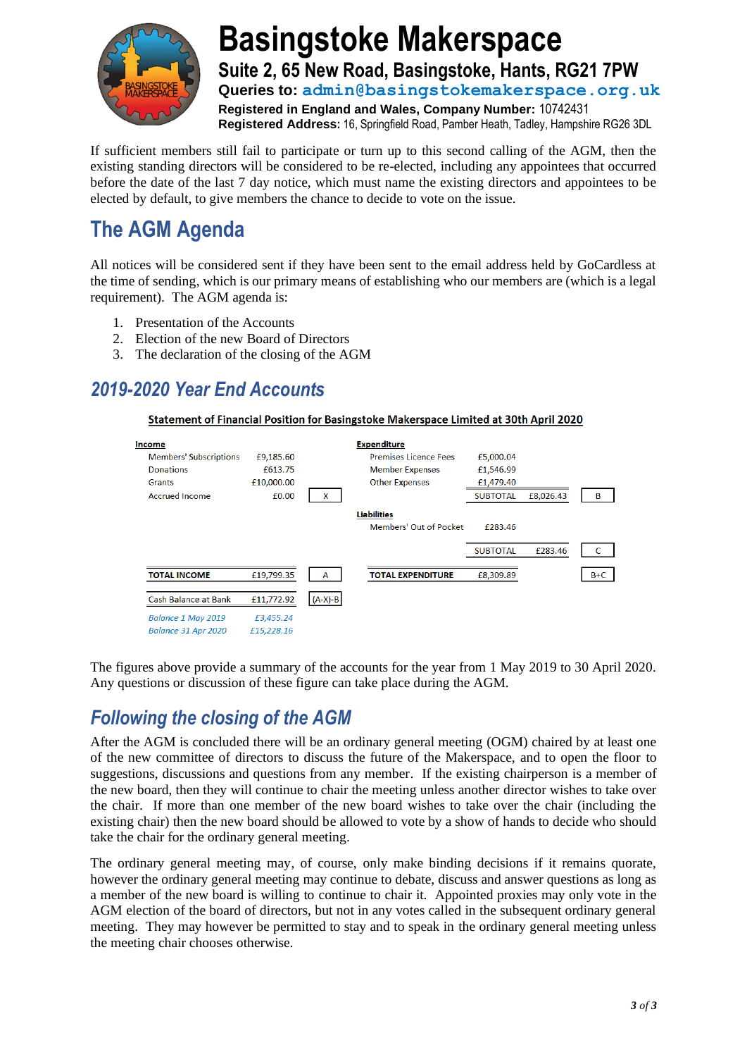# Basingstoke Makerspace

**Suite 2, 65 New Road, Basingstoke, Hants, RG21 7PW**

**Queries to:** **admin@basingstokemakerspace.org.uk**

**Registered in England and Wales, Company Number:** 10742431

**Registered Address:** 16, Springfield Road, Pamber Heath, Tadley, Hampshire RG26 3DL

If sufficient members still fail to participate or turn up to this second calling of the AGM, then the existing standing directors will be considered to be re-elected, including any appointees that occurred before the date of the last 7 day notice, which must name the existing directors and appointees to be elected by default, to give members the chance to decide to vote on the issue.

## The AGM Agenda

All notices will be considered sent if they have been sent to the email address held by GoCardless at the time of sending, which is our primary means of establishing who our members are (which is a legal requirement). The AGM agenda is:

1. Presentation of the Accounts
2. Election of the new Board of Directors
3. The declaration of the closing of the AGM

## *2019-2020 Year End Accounts*

**Statement of Financial Position for Basingstoke Makerspace Limited at 30th April 2020**

| | | | | | | |
|---|---|---|---|---|---|---|
| **Income** | | | **Expenditure** | | | |
| Members' Subscriptions | £9,185.60 | | Premises Licence Fees | £5,000.04 | | |
| Donations | £613.75 | | Member Expenses | £1,546.99 | | |
| Grants | £10,000.00 | | Other Expenses | £1,479.40 | | |
| Accrued Income | £0.00 | X | | SUBTOTAL | £8,026.43 | B |
| | | | **Liabilities** | | | |
| | | | Members' Out of Pocket | £283.46 | | |
| | | | | SUBTOTAL | £283.46 | C |
| **TOTAL INCOME** | £19,799.35 | A | **TOTAL EXPENDITURE** | £8,309.89 | | B+C |
| Cash Balance at Bank | £11,772.92 | (A-X)-B | | | | |
| *Balance 1 May 2019* | *£3,455.24* | | | | | |
| *Balance 31 Apr 2020* | *£15,228.16* | | | | | |

The figures above provide a summary of the accounts for the year from 1 May 2019 to 30 April 2020. Any questions or discussion of these figure can take place during the AGM.

## *Following the closing of the AGM*

After the AGM is concluded there will be an ordinary general meeting (OGM) chaired by at least one of the new committee of directors to discuss the future of the Makerspace, and to open the floor to suggestions, discussions and questions from any member. If the existing chairperson is a member of the new board, then they will continue to chair the meeting unless another director wishes to take over the chair. If more than one member of the new board wishes to take over the chair (including the existing chair) then the new board should be allowed to vote by a show of hands to decide who should take the chair for the ordinary general meeting.

The ordinary general meeting may, of course, only make binding decisions if it remains quorate, however the ordinary general meeting may continue to debate, discuss and answer questions as long as a member of the new board is willing to continue to chair it. Appointed proxies may only vote in the AGM election of the board of directors, but not in any votes called in the subsequent ordinary general meeting. They may however be permitted to stay and to speak in the ordinary general meeting unless the meeting chair chooses otherwise.